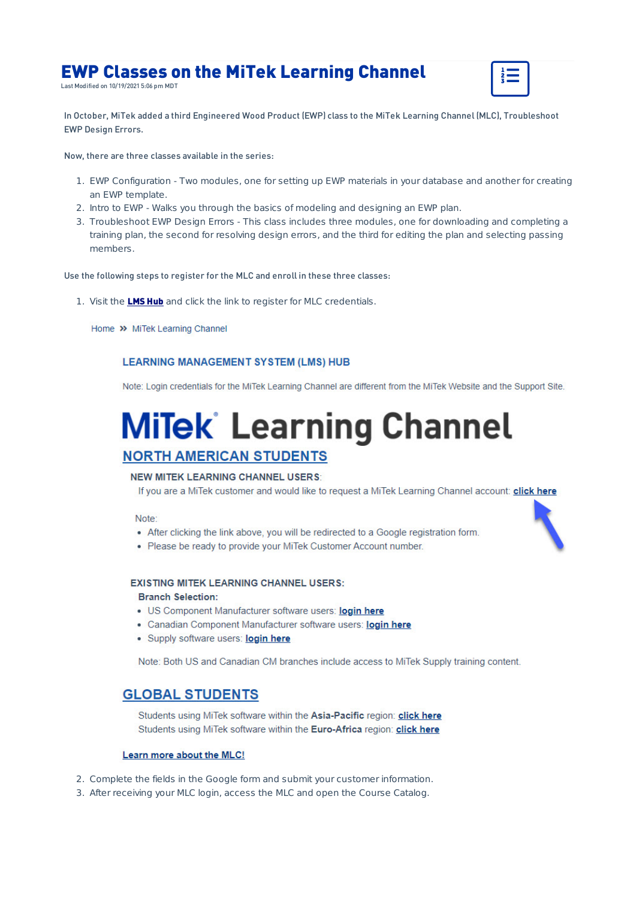# EWP Classes on the MiTek Learning Channel

Last Modified on 10/19/2021 5:06 pm MDT

In October, MiTek added a third Engineered Wood Product (EWP) class to the MiTek Learning Channel (MLC), Troubleshoot EWP Design Errors.

Now, there are three classes available in the series:

1. EWP Configuration - Two modules, one for setting up EWP materials in your database and another for creating an EWP template.
2. Intro to EWP - Walks you through the basics of modeling and designing an EWP plan.
3. Troubleshoot EWP Design Errors - This class includes three modules, one for downloading and completing a training plan, the second for resolving design errors, and the third for editing the plan and selecting passing members.

Use the following steps to register for the MLC and enroll in these three classes:

1. Visit the **LMS Hub** and click the link to register for MLC credentials.

   Home » MiTek Learning Channel

   LEARNING MANAGEMENT SYSTEM (LMS) HUB

   Note: Login credentials for the MiTek Learning Channel are different from the MiTek Website and the Support Site.

   MiTek® Learning Channel

   NORTH AMERICAN STUDENTS

   NEW MITEK LEARNING CHANNEL USERS:
   If you are a MiTek customer and would like to request a MiTek Learning Channel account: **click here**

   Note:
   - After clicking the link above, you will be redirected to a Google registration form.
   - Please be ready to provide your MiTek Customer Account number.

   EXISTING MITEK LEARNING CHANNEL USERS:
   **Branch Selection:**
   - US Component Manufacturer software users: **login here**
   - Canadian Component Manufacturer software users: **login here**
   - Supply software users: **login here**

   Note: Both US and Canadian CM branches include access to MiTek Supply training content.

   GLOBAL STUDENTS

   Students using MiTek software within the **Asia-Pacific** region: **click here**
   Students using MiTek software within the **Euro-Africa** region: **click here**

   **Learn more about the MLC!**

2. Complete the fields in the Google form and submit your customer information.
3. After receiving your MLC login, access the MLC and open the Course Catalog.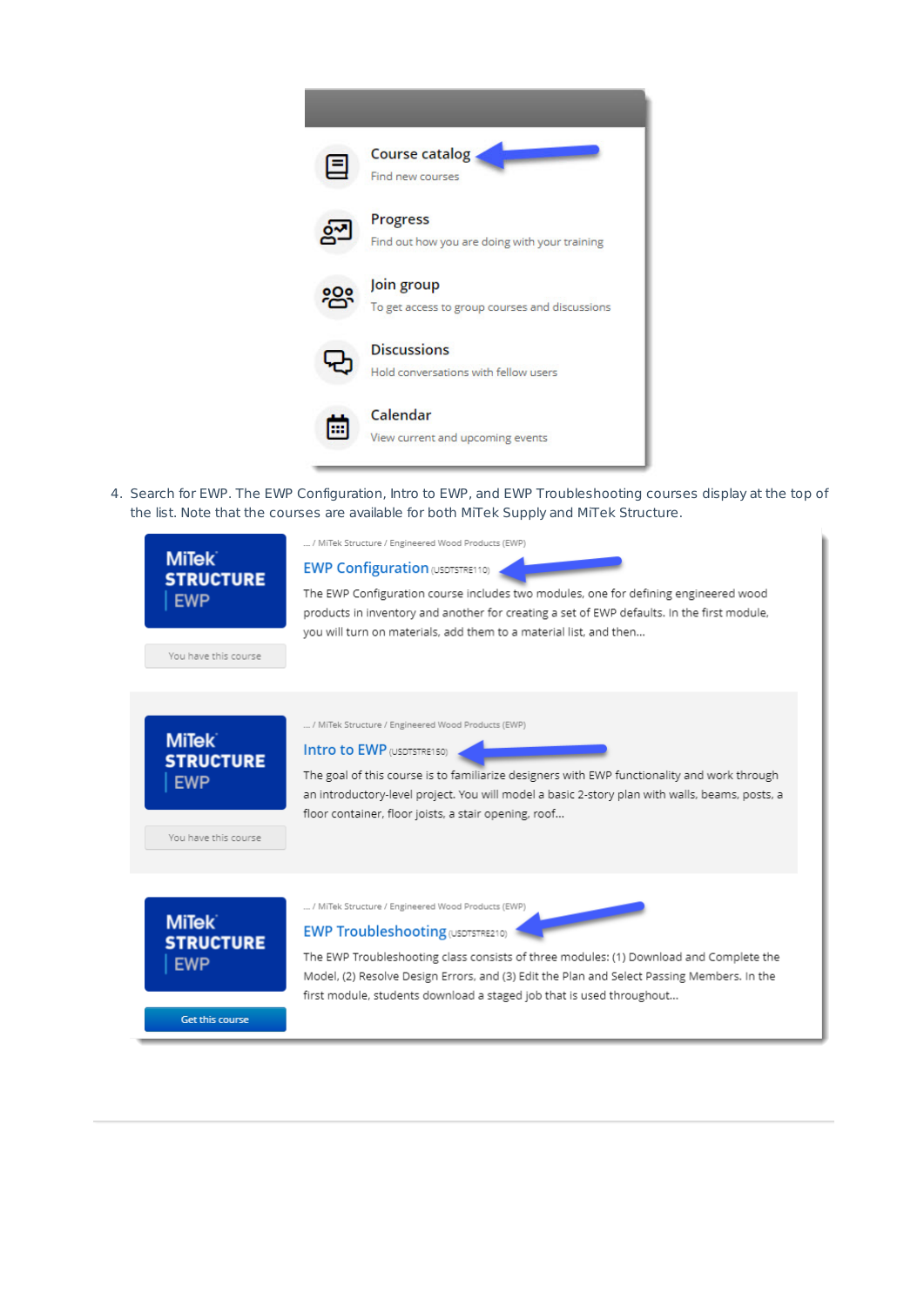Course catalog
Find new courses

Progress
Find out how you are doing with your training

Join group
To get access to group courses and discussions

Discussions
Hold conversations with fellow users

Calendar
View current and upcoming events

4. Search for EWP. The EWP Configuration, Intro to EWP, and EWP Troubleshooting courses display at the top of the list. Note that the courses are available for both MiTek Supply and MiTek Structure.

MiTek STRUCTURE EWP

You have this course

... / MiTek Structure / Engineered Wood Products (EWP)

EWP Configuration (USDTSTRE110)

The EWP Configuration course includes two modules, one for defining engineered wood products in inventory and another for creating a set of EWP defaults. In the first module, you will turn on materials, add them to a material list, and then...

MiTek STRUCTURE EWP

You have this course

... / MiTek Structure / Engineered Wood Products (EWP)

Intro to EWP (USDTSTRE150)

The goal of this course is to familiarize designers with EWP functionality and work through an introductory-level project. You will model a basic 2-story plan with walls, beams, posts, a floor container, floor joists, a stair opening, roof...

MiTek STRUCTURE EWP

Get this course

... / MiTek Structure / Engineered Wood Products (EWP)

EWP Troubleshooting (USDTSTRE210)

The EWP Troubleshooting class consists of three modules: (1) Download and Complete the Model, (2) Resolve Design Errors, and (3) Edit the Plan and Select Passing Members. In the first module, students download a staged job that is used throughout...